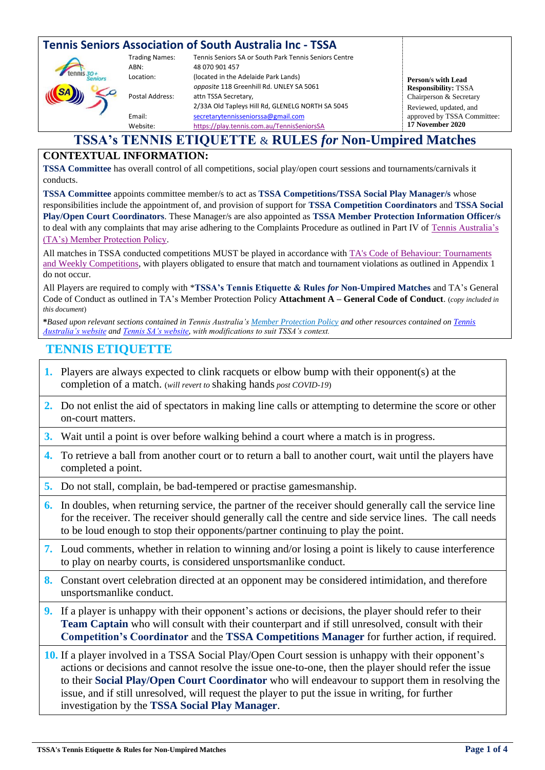## Tennis Seniors Association of South Australia Inc - TSSA

| | |
|---|---|
| Trading Names: | Tennis Seniors SA or South Park Tennis Seniors Centre |
| ABN: | 48 070 901 457 |
| Location: | (located in the Adelaide Park Lands) *opposite* 118 Greenhill Rd. UNLEY SA 5061 |
| Postal Address: | attn TSSA Secretary, 2/33A Old Tapleys Hill Rd, GLENELG NORTH SA 5045 |
| Email: | secretarytennisseniorssa@gmail.com |
| Website: | https://play.tennis.com.au/TennisSeniorsSA |

**Person/s with Lead Responsibility:** TSSA Chairperson & Secretary

Reviewed, updated, and approved by TSSA Committee: **17 November 2020**

# TSSA's TENNIS ETIQUETTE & RULES *for* Non-Umpired Matches

## CONTEXTUAL INFORMATION:

**TSSA Committee** has overall control of all competitions, social play/open court sessions and tournaments/carnivals it conducts.

**TSSA Committee** appoints committee member/s to act as **TSSA Competitions/TSSA Social Play Manager/s** whose responsibilities include the appointment of, and provision of support for **TSSA Competition Coordinators** and **TSSA Social Play/Open Court Coordinators**. These Manager/s are also appointed as **TSSA Member Protection Information Officer/s** to deal with any complaints that may arise adhering to the Complaints Procedure as outlined in Part IV of Tennis Australia's (TA's) Member Protection Policy.

All matches in TSSA conducted competitions MUST be played in accordance with TA's Code of Behaviour: Tournaments and Weekly Competitions, with players obligated to ensure that match and tournament violations as outlined in Appendix 1 do not occur.

All Players are required to comply with ***TSSA's Tennis Etiquette & Rules *for* Non-Umpired Matches** and TA's General Code of Conduct as outlined in TA's Member Protection Policy **Attachment A – General Code of Conduct**. (*copy included in this document*)

***Based upon relevant sections contained in Tennis Australia's Member Protection Policy and other resources contained on Tennis Australia's website and Tennis SA's website, with modifications to suit TSSA's context.***

## TENNIS ETIQUETTE

1. Players are always expected to clink racquets or elbow bump with their opponent(s) at the completion of a match. (*will revert to* shaking hands *post COVID-19*)
2. Do not enlist the aid of spectators in making line calls or attempting to determine the score or other on-court matters.
3. Wait until a point is over before walking behind a court where a match is in progress.
4. To retrieve a ball from another court or to return a ball to another court, wait until the players have completed a point.
5. Do not stall, complain, be bad-tempered or practise gamesmanship.
6. In doubles, when returning service, the partner of the receiver should generally call the service line for the receiver. The receiver should generally call the centre and side service lines. The call needs to be loud enough to stop their opponents/partner continuing to play the point.
7. Loud comments, whether in relation to winning and/or losing a point is likely to cause interference to play on nearby courts, is considered unsportsmanlike conduct.
8. Constant overt celebration directed at an opponent may be considered intimidation, and therefore unsportsmanlike conduct.
9. If a player is unhappy with their opponent's actions or decisions, the player should refer to their **Team Captain** who will consult with their counterpart and if still unresolved, consult with their **Competition's Coordinator** and the **TSSA Competitions Manager** for further action, if required.
10. If a player involved in a TSSA Social Play/Open Court session is unhappy with their opponent's actions or decisions and cannot resolve the issue one-to-one, then the player should refer the issue to their **Social Play/Open Court Coordinator** who will endeavour to support them in resolving the issue, and if still unresolved, will request the player to put the issue in writing, for further investigation by the **TSSA Social Play Manager**.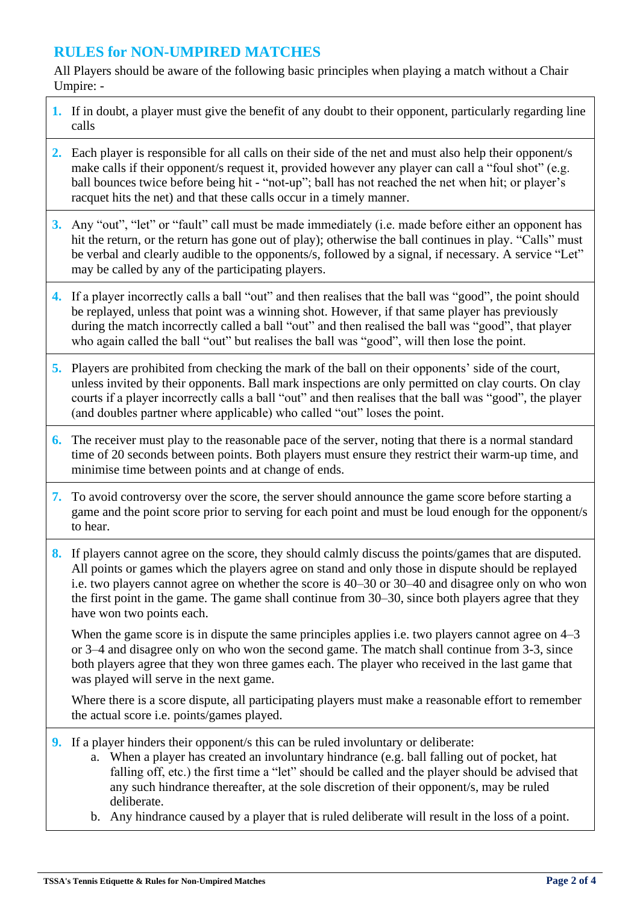## RULES for NON-UMPIRED MATCHES

All Players should be aware of the following basic principles when playing a match without a Chair Umpire: -

1. If in doubt, a player must give the benefit of any doubt to their opponent, particularly regarding line calls

2. Each player is responsible for all calls on their side of the net and must also help their opponent/s make calls if their opponent/s request it, provided however any player can call a "foul shot" (e.g. ball bounces twice before being hit - "not-up"; ball has not reached the net when hit; or player's racquet hits the net) and that these calls occur in a timely manner.

3. Any "out", "let" or "fault" call must be made immediately (i.e. made before either an opponent has hit the return, or the return has gone out of play); otherwise the ball continues in play. "Calls" must be verbal and clearly audible to the opponents/s, followed by a signal, if necessary. A service "Let" may be called by any of the participating players.

4. If a player incorrectly calls a ball "out" and then realises that the ball was "good", the point should be replayed, unless that point was a winning shot. However, if that same player has previously during the match incorrectly called a ball "out" and then realised the ball was "good", that player who again called the ball "out" but realises the ball was "good", will then lose the point.

5. Players are prohibited from checking the mark of the ball on their opponents' side of the court, unless invited by their opponents. Ball mark inspections are only permitted on clay courts. On clay courts if a player incorrectly calls a ball "out" and then realises that the ball was "good", the player (and doubles partner where applicable) who called "out" loses the point.

6. The receiver must play to the reasonable pace of the server, noting that there is a normal standard time of 20 seconds between points. Both players must ensure they restrict their warm-up time, and minimise time between points and at change of ends.

7. To avoid controversy over the score, the server should announce the game score before starting a game and the point score prior to serving for each point and must be loud enough for the opponent/s to hear.

8. If players cannot agree on the score, they should calmly discuss the points/games that are disputed. All points or games which the players agree on stand and only those in dispute should be replayed i.e. two players cannot agree on whether the score is 40–30 or 30–40 and disagree only on who won the first point in the game. The game shall continue from 30–30, since both players agree that they have won two points each.

   When the game score is in dispute the same principles applies i.e. two players cannot agree on 4–3 or 3–4 and disagree only on who won the second game. The match shall continue from 3-3, since both players agree that they won three games each. The player who received in the last game that was played will serve in the next game.

   Where there is a score dispute, all participating players must make a reasonable effort to remember the actual score i.e. points/games played.

9. If a player hinders their opponent/s this can be ruled involuntary or deliberate:
   a. When a player has created an involuntary hindrance (e.g. ball falling out of pocket, hat falling off, etc.) the first time a "let" should be called and the player should be advised that any such hindrance thereafter, at the sole discretion of their opponent/s, may be ruled deliberate.
   b. Any hindrance caused by a player that is ruled deliberate will result in the loss of a point.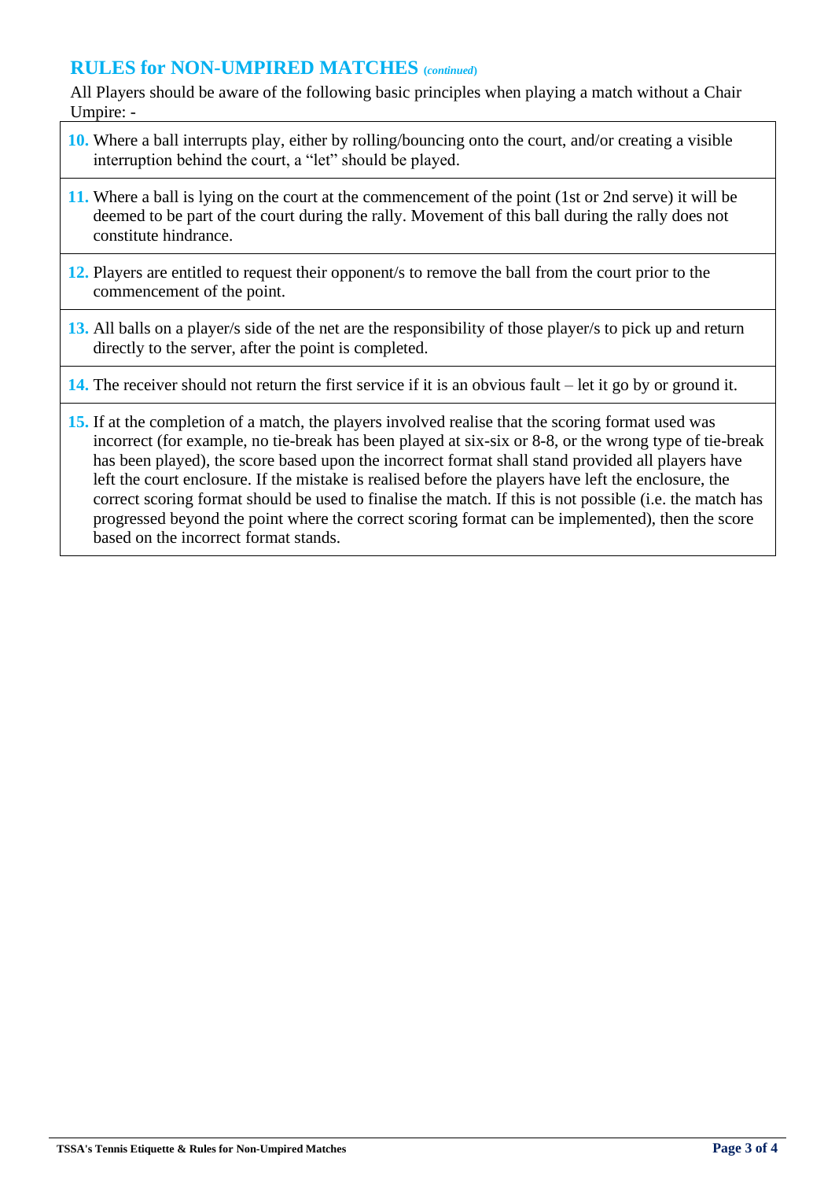## RULES for NON-UMPIRED MATCHES *(continued)*

All Players should be aware of the following basic principles when playing a match without a Chair Umpire: -

**10.** Where a ball interrupts play, either by rolling/bouncing onto the court, and/or creating a visible interruption behind the court, a "let" should be played.

**11.** Where a ball is lying on the court at the commencement of the point (1st or 2nd serve) it will be deemed to be part of the court during the rally. Movement of this ball during the rally does not constitute hindrance.

**12.** Players are entitled to request their opponent/s to remove the ball from the court prior to the commencement of the point.

**13.** All balls on a player/s side of the net are the responsibility of those player/s to pick up and return directly to the server, after the point is completed.

**14.** The receiver should not return the first service if it is an obvious fault – let it go by or ground it.

**15.** If at the completion of a match, the players involved realise that the scoring format used was incorrect (for example, no tie-break has been played at six-six or 8-8, or the wrong type of tie-break has been played), the score based upon the incorrect format shall stand provided all players have left the court enclosure. If the mistake is realised before the players have left the enclosure, the correct scoring format should be used to finalise the match. If this is not possible (i.e. the match has progressed beyond the point where the correct scoring format can be implemented), then the score based on the incorrect format stands.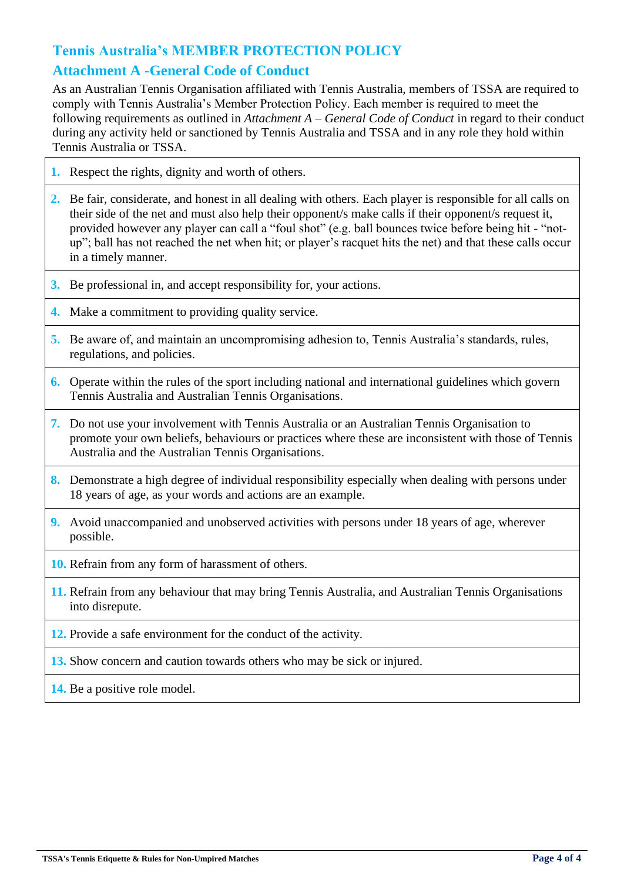## Tennis Australia's MEMBER PROTECTION POLICY

## Attachment A -General Code of Conduct

As an Australian Tennis Organisation affiliated with Tennis Australia, members of TSSA are required to comply with Tennis Australia's Member Protection Policy. Each member is required to meet the following requirements as outlined in *Attachment A – General Code of Conduct* in regard to their conduct during any activity held or sanctioned by Tennis Australia and TSSA and in any role they hold within Tennis Australia or TSSA.

1. Respect the rights, dignity and worth of others.
2. Be fair, considerate, and honest in all dealing with others. Each player is responsible for all calls on their side of the net and must also help their opponent/s make calls if their opponent/s request it, provided however any player can call a "foul shot" (e.g. ball bounces twice before being hit - "not-up"; ball has not reached the net when hit; or player's racquet hits the net) and that these calls occur in a timely manner.
3. Be professional in, and accept responsibility for, your actions.
4. Make a commitment to providing quality service.
5. Be aware of, and maintain an uncompromising adhesion to, Tennis Australia's standards, rules, regulations, and policies.
6. Operate within the rules of the sport including national and international guidelines which govern Tennis Australia and Australian Tennis Organisations.
7. Do not use your involvement with Tennis Australia or an Australian Tennis Organisation to promote your own beliefs, behaviours or practices where these are inconsistent with those of Tennis Australia and the Australian Tennis Organisations.
8. Demonstrate a high degree of individual responsibility especially when dealing with persons under 18 years of age, as your words and actions are an example.
9. Avoid unaccompanied and unobserved activities with persons under 18 years of age, wherever possible.
10. Refrain from any form of harassment of others.
11. Refrain from any behaviour that may bring Tennis Australia, and Australian Tennis Organisations into disrepute.
12. Provide a safe environment for the conduct of the activity.
13. Show concern and caution towards others who may be sick or injured.
14. Be a positive role model.